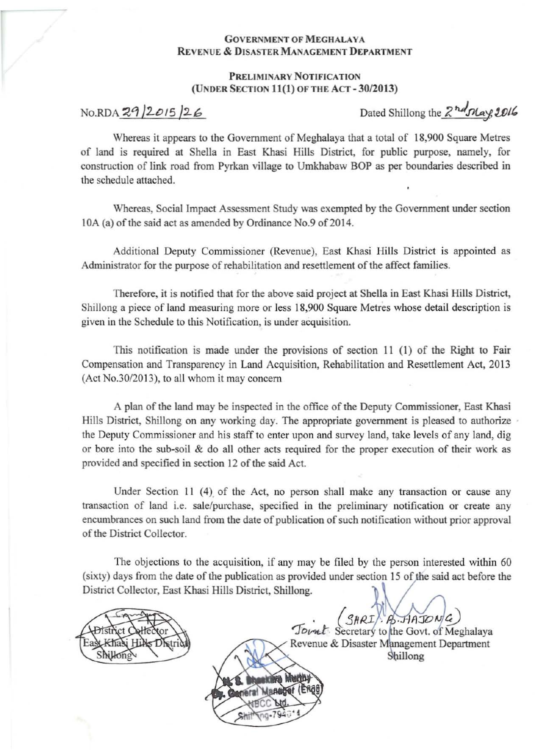**GOVERNMENT OF MEGHALAYA**
**REVENUE & DISASTER MANAGEMENT DEPARTMENT**

**PRELIMINARY NOTIFICATION**
**(UNDER SECTION 11(1) OF THE ACT - 30/2013)**

No.RDA 29/2015/26 Dated Shillong the 2nd May 2016

Whereas it appears to the Government of Meghalaya that a total of 18,900 Square Metres of land is required at Shella in East Khasi Hills District, for public purpose, namely, for construction of link road from Pyrkan village to Umkhabaw BOP as per boundaries described in the schedule attached.

Whereas, Social Impact Assessment Study was exempted by the Government under section 10A (a) of the said act as amended by Ordinance No.9 of 2014.

Additional Deputy Commissioner (Revenue), East Khasi Hills District is appointed as Administrator for the purpose of rehabilitation and resettlement of the affect families.

Therefore, it is notified that for the above said project at Shella in East Khasi Hills District, Shillong a piece of land measuring more or less 18,900 Square Metres whose detail description is given in the Schedule to this Notification, is under acquisition.

This notification is made under the provisions of section 11 (1) of the Right to Fair Compensation and Transparency in Land Acquisition, Rehabilitation and Resettlement Act, 2013 (Act No.30/2013), to all whom it may concern

A plan of the land may be inspected in the office of the Deputy Commissioner, East Khasi Hills District, Shillong on any working day. The appropriate government is pleased to authorize the Deputy Commissioner and his staff to enter upon and survey land, take levels of any land, dig or bore into the sub-soil & do all other acts required for the proper execution of their work as provided and specified in section 12 of the said Act.

Under Section 11 (4) of the Act, no person shall make any transaction or cause any transaction of land i.e. sale/purchase, specified in the preliminary notification or create any encumbrances on such land from the date of publication of such notification without prior approval of the District Collector.

The objections to the acquisition, if any may be filed by the person interested within 60 (sixty) days from the date of the publication as provided under section 15 of the said act before the District Collector, East Khasi Hills District, Shillong.

(SHRI. B. HAJONG)
Joint Secretary to the Govt. of Meghalaya
Revenue & Disaster Management Department
Shillong

District Collector
East Khasi Hills District
Shillong

M. S. Bhaskara Murthy
Dy. General Manager (Engg)
NBCC Ltd.
Shillong-7940*4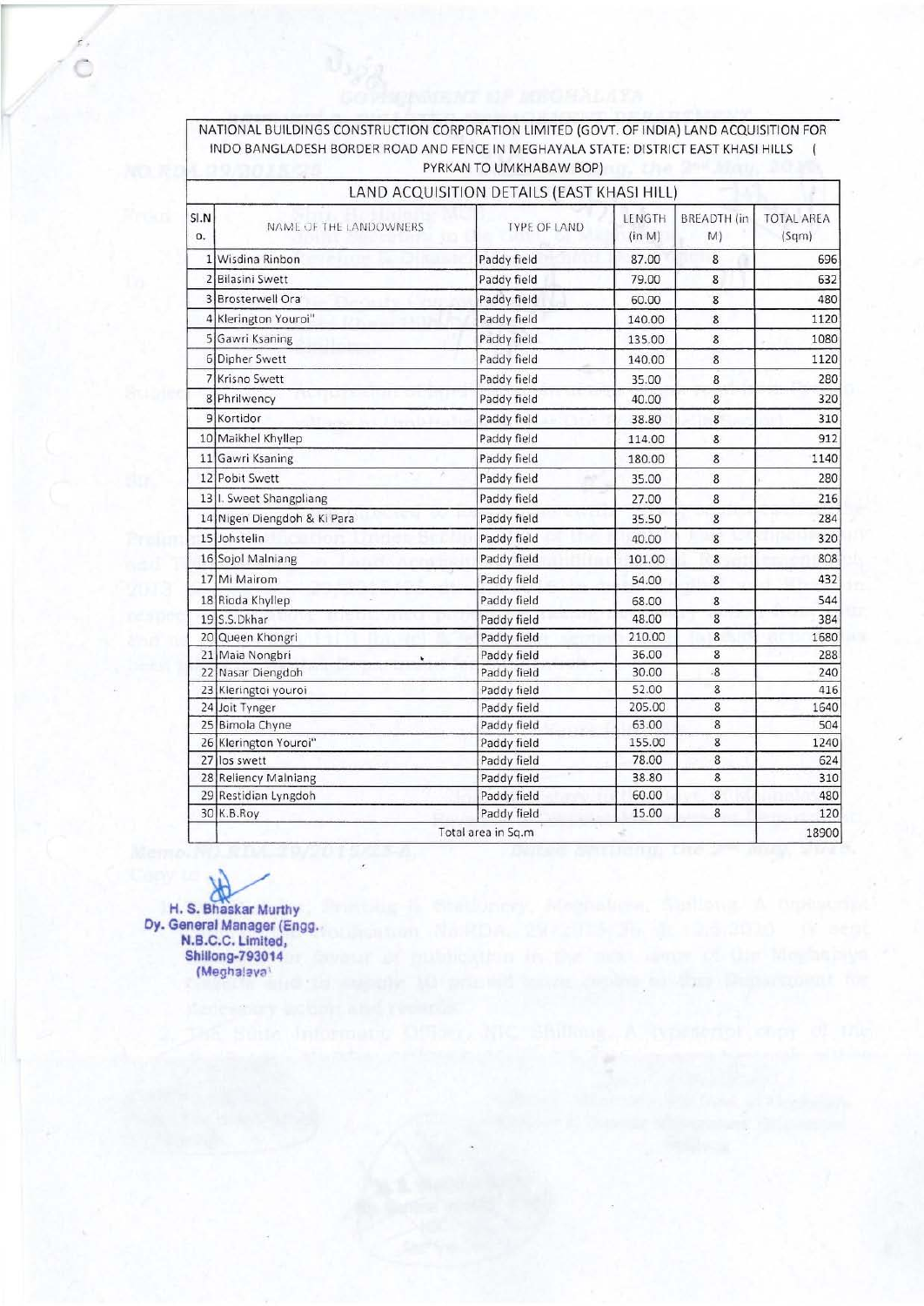NATIONAL BUILDINGS CONSTRUCTION CORPORATION LIMITED (GOVT. OF INDIA) LAND ACQUISITION FOR INDO BANGLADESH BORDER ROAD AND FENCE IN MEGHAYALA STATE: DISTRICT EAST KHASI HILLS ( PYRKAN TO UMKHABAW BOP)

LAND ACQUISITION DETAILS (EAST KHASI HILL)

| Sl.No. | NAME OF THE LANDOWNERS | TYPE OF LAND | LENGTH (in M) | BREADTH (in M) | TOTAL AREA (Sqm) |
|---|---|---|---|---|---|
| 1 | Wisdina Rinbon | Paddy field | 87.00 | 8 | 696 |
| 2 | Bilasini Swett | Paddy field | 79.00 | 8 | 632 |
| 3 | Brosterwell Ora | Paddy field | 60.00 | 8 | 480 |
| 4 | Klerington Youroi" | Paddy field | 140.00 | 8 | 1120 |
| 5 | Gawri Ksaning | Paddy field | 135.00 | 8 | 1080 |
| 6 | Dipher Swett | Paddy field | 140.00 | 8 | 1120 |
| 7 | Krisno Swett | Paddy field | 35.00 | 8 | 280 |
| 8 | Phrilwency | Paddy field | 40.00 | 8 | 320 |
| 9 | Kortidor | Paddy field | 38.80 | 8 | 310 |
| 10 | Maikhel Khyllep | Paddy field | 114.00 | 8 | 912 |
| 11 | Gawri Ksaning | Paddy field | 180.00 | 8 | 1140 |
| 12 | Pobit Swett | Paddy field | 35.00 | 8 | 280 |
| 13 | I. Sweet Shangpliang | Paddy field | 27.00 | 8 | 216 |
| 14 | Nigen Diengdoh & Ki Para | Paddy field | 35.50 | 8 | 284 |
| 15 | Johstelin | Paddy field | 40.00 | 8 | 320 |
| 16 | Sojol Malniang | Paddy field | 101.00 | 8 | 808 |
| 17 | Mi Mairom | Paddy field | 54.00 | 8 | 432 |
| 18 | Rioda Khyllep | Paddy field | 68.00 | 8 | 544 |
| 19 | S.S.Dkhar | Paddy field | 48.00 | 8 | 384 |
| 20 | Queen Khongri | Paddy field | 210.00 | 8 | 1680 |
| 21 | Maia Nongbri | Paddy field | 36.00 | 8 | 288 |
| 22 | Nasar Diengdoh | Paddy field | 30.00 | 8 | 240 |
| 23 | Kleringtoi youroi | Paddy field | 52.00 | 8 | 416 |
| 24 | Joit Tynger | Paddy field | 205.00 | 8 | 1640 |
| 25 | Bimola Chyne | Paddy field | 63.00 | 8 | 504 |
| 26 | Klerington Youroi" | Paddy field | 155.00 | 8 | 1240 |
| 27 | Ios swett | Paddy field | 78.00 | 8 | 624 |
| 28 | Reliency Malniang | Paddy field | 38.80 | 8 | 310 |
| 29 | Restidian Lyngdoh | Paddy field | 60.00 | 8 | 480 |
| 30 | K.B.Roy | Paddy field | 15.00 | 8 | 120 |
| | Total area in Sq.m | | | | 18900 |

H. S. Bhaskar Murthy
Dy. General Manager (Engg.
N.B.C.C. Limited,
Shillong-793014
(Meghalaya)